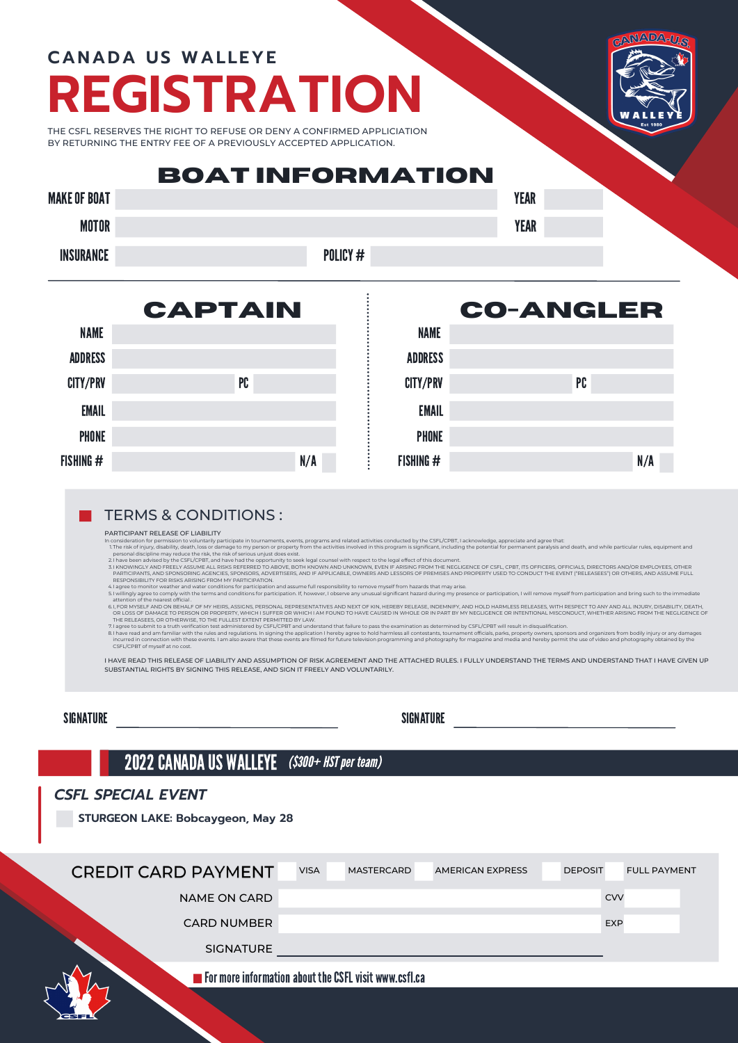CANADA US WALLEYE

# REGISTRATION

THE CSFL RESERVES THE RIGHT TO REFUSE OR DENY A CONFIRMED APPLICIATION BY RETURNING THE ENTRY FEE OF A PREVIOUSLY ACCEPTED APPLICATION.

## BOAT INFORMATION

| | | | |
|---|---|---|---|
| MAKE OF BOAT | | YEAR | |
| MOTOR | | YEAR | |
| INSURANCE | | POLICY # | |

## CAPTAIN

| | | | |
|---|---|---|---|
| NAME | | | |
| ADDRESS | | | |
| CITY/PRV | | PC | |
| EMAIL | | | |
| PHONE | | | |
| FISHING # | | N/A | |

## CO-ANGLER

| | | | |
|---|---|---|---|
| NAME | | | |
| ADDRESS | | | |
| CITY/PRV | | PC | |
| EMAIL | | | |
| PHONE | | | |
| FISHING # | | N/A | |

## TERMS & CONDITIONS :

PARTICIPANT RELEASE OF LIABILITY

In consideration for permission to voluntarily participate in tournaments, events, programs and related activities conducted by the CSFL/CPBT, I acknowledge, appreciate and agree that:

1. The risk of injury, disability, death, loss or damage to my person or property from the activities involved in this program is significant, including the potential for permanent paralysis and death, and while particular rules, equipment and personal discipline may reduce the risk, the risk of serious unjust does exist.
2. I have been advised by the CSFL/CPBT, and have had the opportunity to seek legal counsel with respect to the legal effect of this document.
3. I KNOWINGLY AND FREELY ASSUME ALL RISKS REFERRED TO ABOVE, BOTH KNOWN AND UNKNOWN, EVEN IF ARISING FROM THE NEGLIGENCE OF CSFL, CPBT, ITS OFFICERS, OFFICIALS, DIRECTORS AND/OR EMPLOYEES, OTHER PARTICIPANTS, AND SPONSORING AGENCIES, SPONSORS, ADVERTISERS, AND IF APPLICABLE, OWNERS AND LESSORS OF PREMISES AND PROPERTY USED TO CONDUCT THE EVENT ("RELEASEES") OR OTHERS, AND ASSUME FULL RESPONSIBILITY FOR RISKS ARISING FROM MY PARTICIPATION.
4. I agree to monitor weather and water conditions for participation and assume full responsibility to remove myself from hazards that may arise.
5. I willingly agree to comply with the terms and conditions for participation. If, however, I observe any unusual significant hazard during my presence or participation, I will remove myself from participation and bring such to the immediate attention of the nearest official.
6. I, FOR MYSELF AND ON BEHALF OF MY HEIRS, ASSIGNS, PERSONAL REPRESENTATIVES AND NEXT OF KIN, HEREBY RELEASE, INDEMNIFY, AND HOLD HARMLESS RELEASES, WITH RESPECT TO ANY AND ALL INJURY, DISABILITY, DEATH, OR LOSS OF DAMAGE TO PERSON OR PROPERTY, WHICH I SUFFER OR WHICH I AM FOUND TO HAVE CAUSED IN WHOLE OR IN PART BY MY NEGLIGENCE OR INTENTIONAL MISCONDUCT, WHETHER ARISING FROM THE NEGLIGENCE OF THE RELEASEES, OR OTHERWISE, TO THE FULLEST EXTENT PERMITTED BY LAW.
7. I agree to submit to a truth verification test administered by CSFL/CPBT and understand that failure to pass the examination as determined by CSFL/CPBT will result in disqualification.
8. I have read and am familiar with the rules and regulations. In signing the application I hereby agree to hold harmless all contestants, tournament officials, parks, property owners, sponsors and organizers from bodily injury or any damages incurred in connection with these events. I am also aware that these events are filmed for future television programming and photography for magazine and media and hereby permit the use of video and photography obtained by the CSFL/CPBT of myself at no cost.

I HAVE READ THIS RELEASE OF LIABILITY AND ASSUMPTION OF RISK AGREEMENT AND THE ATTACHED RULES. I FULLY UNDERSTAND THE TERMS AND UNDERSTAND THAT I HAVE GIVEN UP SUBSTANTIAL RIGHTS BY SIGNING THIS RELEASE, AND SIGN IT FREELY AND VOLUNTARILY.

SIGNATURE ______________________ SIGNATURE ______________________

## 2022 CANADA US WALLEYE *($300+ HST per team)*

### *CSFL SPECIAL EVENT*

- [ ] **STURGEON LAKE: Bobcaygeon, May 28**

## CREDIT CARD PAYMENT

- [ ] VISA
- [ ] MASTERCARD
- [ ] AMERICAN EXPRESS
- [ ] DEPOSIT
- [ ] FULL PAYMENT

| | | | |
|---|---|---|---|
| NAME ON CARD | | CVV | |
| CARD NUMBER | | EXP | |

SIGNATURE ______________________

For more information about the CSFL visit www.csfl.ca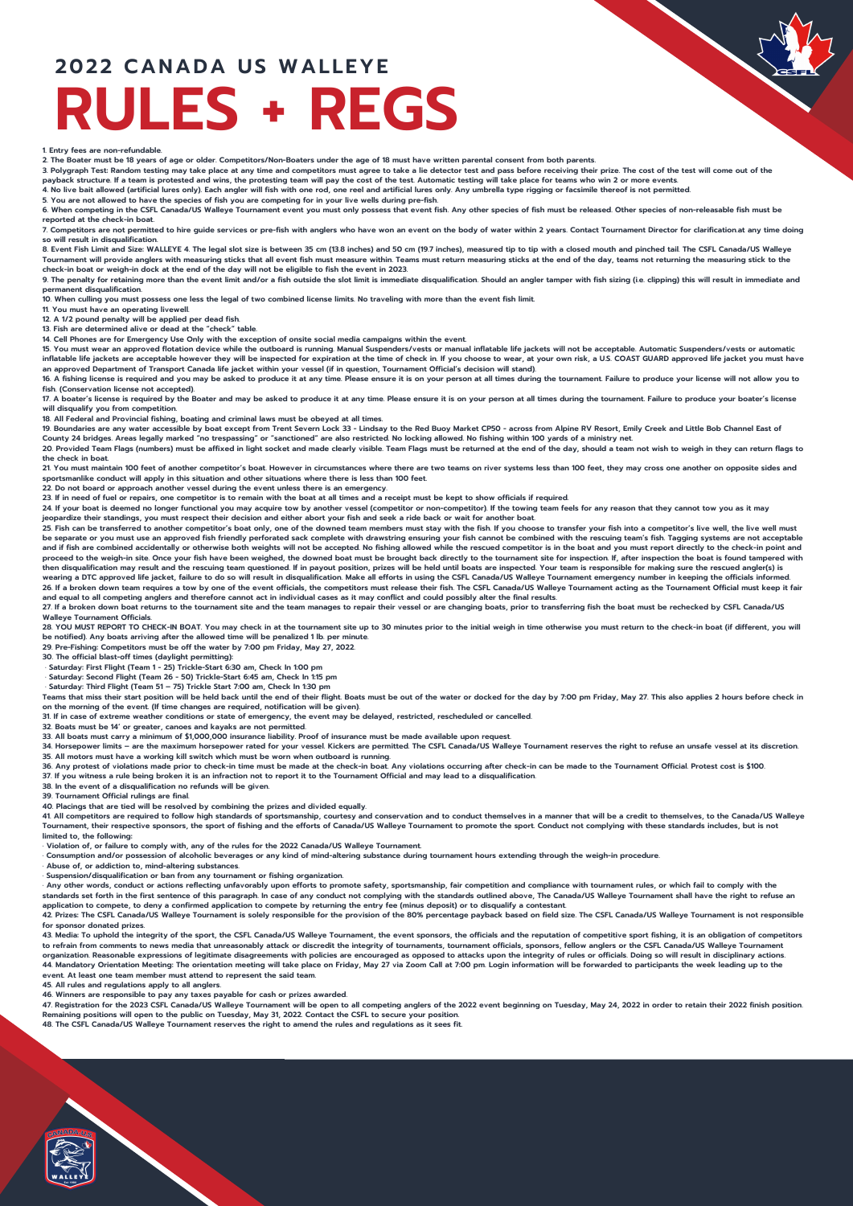## 2022 CANADA US WALLEYE

# RULES + REGS

1. Entry fees are non-refundable.
2. The Boater must be 18 years of age or older. Competitors/Non-Boaters under the age of 18 must have written parental consent from both parents.
3. Polygraph Test: Random testing may take place at any time and competitors must agree to take a lie detector test and pass before receiving their prize. The cost of the test will come out of the payback structure. If a team is protested and wins, the protesting team will pay the cost of the test. Automatic testing will take place for teams who win 2 or more events.
4. No live bait allowed (artificial lures only). Each angler will fish with one rod, one reel and artificial lures only. Any umbrella type rigging or facsimile thereof is not permitted.
5. You are not allowed to have the species of fish you are competing for in your live wells during pre-fish.
6. When competing in the CSFL Canada/US Walleye Tournament event you must only possess that event fish. Any other species of fish must be released. Other species of non-releasable fish must be reported at the check-in boat.
7. Competitors are not permitted to hire guide services or pre-fish with anglers who have won an event on the body of water within 2 years. Contact Tournament Director for clarification.at any time doing so will result in disqualification.
8. Event Fish Limit and Size: WALLEYE 4. The legal slot size is between 35 cm (13.8 inches) and 50 cm (19.7 inches), measured tip to tip with a closed mouth and pinched tail. The CSFL Canada/US Walleye Tournament will provide anglers with measuring sticks that all event fish must measure within. Teams must return measuring sticks at the end of the day, teams not returning the measuring stick to the check-in boat or weigh-in dock at the end of the day will not be eligible to fish the event in 2023.
9. The penalty for retaining more than the event limit and/or a fish outside the slot limit is immediate disqualification. Should an angler tamper with fish sizing (i.e. clipping) this will result in immediate and permanent disqualification.
10. When culling you must possess one less the legal of two combined license limits. No traveling with more than the event fish limit.
11. You must have an operating livewell.
12. A 1/2 pound penalty will be applied per dead fish.
13. Fish are determined alive or dead at the "check" table.
14. Cell Phones are for Emergency Use Only with the exception of onsite social media campaigns within the event.
15. You must wear an approved flotation device while the outboard is running. Manual Suspenders/vests or manual inflatable life jackets will not be acceptable. Automatic Suspenders/vests or automatic inflatable life jackets are acceptable however they will be inspected for expiration at the time of check in. If you choose to wear, at your own risk, a U.S. COAST GUARD approved life jacket you must have an approved Department of Transport Canada life jacket within your vessel (if in question, Tournament Official's decision will stand).
16. A fishing license is required and you may be asked to produce it at any time. Please ensure it is on your person at all times during the tournament. Failure to produce your license will not allow you to fish. (Conservation license not accepted).
17. A boater's license is required by the Boater and may be asked to produce it at any time. Please ensure it is on your person at all times during the tournament. Failure to produce your boater's license will disqualify you from competition.
18. All Federal and Provincial fishing, boating and criminal laws must be obeyed at all times.
19. Boundaries are any water accessible by boat except from Trent Severn Lock 33 - Lindsay to the Red Buoy Market CP50 - across from Alpine RV Resort, Emily Creek and Little Bob Channel East of County 24 bridges. Areas legally marked "no trespassing" or "sanctioned" are also restricted. No locking allowed. No fishing within 100 yards of a ministry net.
20. Provided Team Flags (numbers) must be affixed in light socket and made clearly visible. Team Flags must be returned at the end of the day, should a team not wish to weigh in they can return flags to the check in boat.
21. You must maintain 100 feet of another competitor's boat. However in circumstances where there are two teams on river systems less than 100 feet, they may cross one another on opposite sides and sportsmanlike conduct will apply in this situation and other situations where there is less than 100 feet.
22. Do not board or approach another vessel during the event unless there is an emergency.
23. If in need of fuel or repairs, one competitor is to remain with the boat at all times and a receipt must be kept to show officials if required.
24. If your boat is deemed no longer functional you may acquire tow by another vessel (competitor or non-competitor). If the towing team feels for any reason that they cannot tow you as it may jeopardize their standings, you must respect their decision and either abort your fish and seek a ride back or wait for another boat.
25. Fish can be transferred to another competitor's boat only, one of the downed team members must stay with the fish. If you choose to transfer your fish into a competitor's live well, the live well must be separate or you must use an approved fish friendly perforated sack complete with drawstring ensuring your fish cannot be combined with the rescuing team's fish. Tagging systems are not acceptable and if fish are combined accidentally or otherwise both weights will not be accepted. No fishing allowed while the rescued competitor is in the boat and you must report directly to the check-in point and proceed to the weigh-in site. Once your fish have been weighed, the downed boat must be brought back directly to the tournament site for inspection. If, after inspection the boat is found tampered with then disqualification may result and the rescuing team questioned. If in payout position, prizes will be held until boats are inspected. Your team is responsible for making sure the rescued angler(s) is wearing a DTC approved life jacket, failure to do so will result in disqualification. Make all efforts in using the CSFL Canada/US Walleye Tournament emergency number in keeping the officials informed.
26. If a broken down team requires a tow by one of the event officials, the competitors must release their fish. The CSFL Canada/US Walleye Tournament acting as the Tournament Official must keep it fair and equal to all competing anglers and therefore cannot act in individual cases as it may conflict and could possibly alter the final results.
27. If a broken down boat returns to the tournament site and the team manages to repair their vessel or are changing boats, prior to transferring fish the boat must be rechecked by CSFL Canada/US Walleye Tournament Officials.
28. YOU MUST REPORT TO CHECK-IN BOAT. You may check in at the tournament site up to 30 minutes prior to the initial weigh in time otherwise you must return to the check-in boat (if different, you will be notified). Any boats arriving after the allowed time will be penalized 1 lb. per minute.
29. Pre-Fishing: Competitors must be off the water by 7:00 pm Friday, May 27, 2022.
30. The official blast-off times (daylight permitting):
- Saturday: First Flight (Team 1 - 25) Trickle-Start 6:30 am, Check In 1:00 pm
- Saturday: Second Flight (Team 26 - 50) Trickle-Start 6:45 am, Check In 1:15 pm
- Saturday: Third Flight (Team 51 – 75) Trickle Start 7:00 am, Check In 1:30 pm

Teams that miss their start position will be held back until the end of their flight. Boats must be out of the water or docked for the day by 7:00 pm Friday, May 27. This also applies 2 hours before check in on the morning of the event. (If time changes are required, notification will be given).
31. If in case of extreme weather conditions or state of emergency, the event may be delayed, restricted, rescheduled or cancelled.
32. Boats must be 14' or greater, canoes and kayaks are not permitted.
33. All boats must carry a minimum of $1,000,000 insurance liability. Proof of insurance must be made available upon request.
34. Horsepower limits – are the maximum horsepower rated for your vessel. Kickers are permitted. The CSFL Canada/US Walleye Tournament reserves the right to refuse an unsafe vessel at its discretion.
35. All motors must have a working kill switch which must be worn when outboard is running.
36. Any protest of violations made prior to check-in time must be made at the check-in boat. Any violations occurring after check-in can be made to the Tournament Official. Protest cost is $100.
37. If you witness a rule being broken it is an infraction not to report it to the Tournament Official and may lead to a disqualification.
38. In the event of a disqualification no refunds will be given.
39. Tournament Official rulings are final.
40. Placings that are tied will be resolved by combining the prizes and divided equally.
41. All competitors are required to follow high standards of sportsmanship, courtesy and conservation and to conduct themselves in a manner that will be a credit to themselves, to the Canada/US Walleye Tournament, their respective sponsors, the sport of fishing and the efforts of Canada/US Walleye Tournament to promote the sport. Conduct not complying with these standards includes, but is not limited to, the following:
- Violation of, or failure to comply with, any of the rules for the 2022 Canada/US Walleye Tournament.
- Consumption and/or possession of alcoholic beverages or any kind of mind-altering substance during tournament hours extending through the weigh-in procedure.
- Abuse of, or addiction to, mind-altering substances.
- Suspension/disqualification or ban from any tournament or fishing organization.
- Any other words, conduct or actions reflecting unfavorably upon efforts to promote safety, sportsmanship, fair competition and compliance with tournament rules, or which fail to comply with the standards set forth in the first sentence of this paragraph. In case of any conduct not complying with the standards outlined above, The Canada/US Walleye Tournament shall have the right to refuse an application to compete, to deny a confirmed application to compete by returning the entry fee (minus deposit) or to disqualify a contestant.

42. Prizes: The CSFL Canada/US Walleye Tournament is solely responsible for the provision of the 80% percentage payback based on field size. The CSFL Canada/US Walleye Tournament is not responsible for sponsor donated prizes.
43. Media: To uphold the integrity of the sport, the CSFL Canada/US Walleye Tournament, the event sponsors, the officials and the reputation of competitive sport fishing, it is an obligation of competitors to refrain from comments to news media that unreasonably attack or discredit the integrity of tournaments, tournament officials, sponsors, fellow anglers or the CSFL Canada/US Walleye Tournament organization. Reasonable expressions of legitimate disagreements with policies are encouraged as opposed to attacks upon the integrity of rules or officials. Doing so will result in disciplinary actions.
44. Mandatory Orientation Meeting: The orientation meeting will take place on Friday, May 27 via Zoom Call at 7:00 pm. Login information will be forwarded to participants the week leading up to the event. At least one team member must attend to represent the said team.
45. All rules and regulations apply to all anglers.
46. Winners are responsible to pay any taxes payable for cash or prizes awarded.
47. Registration for the 2023 CSFL Canada/US Walleye Tournament will be open to all competing anglers of the 2022 event beginning on Tuesday, May 24, 2022 in order to retain their 2022 finish position. Remaining positions will open to the public on Tuesday, May 31, 2022. Contact the CSFL to secure your position.
48. The CSFL Canada/US Walleye Tournament reserves the right to amend the rules and regulations as it sees fit.